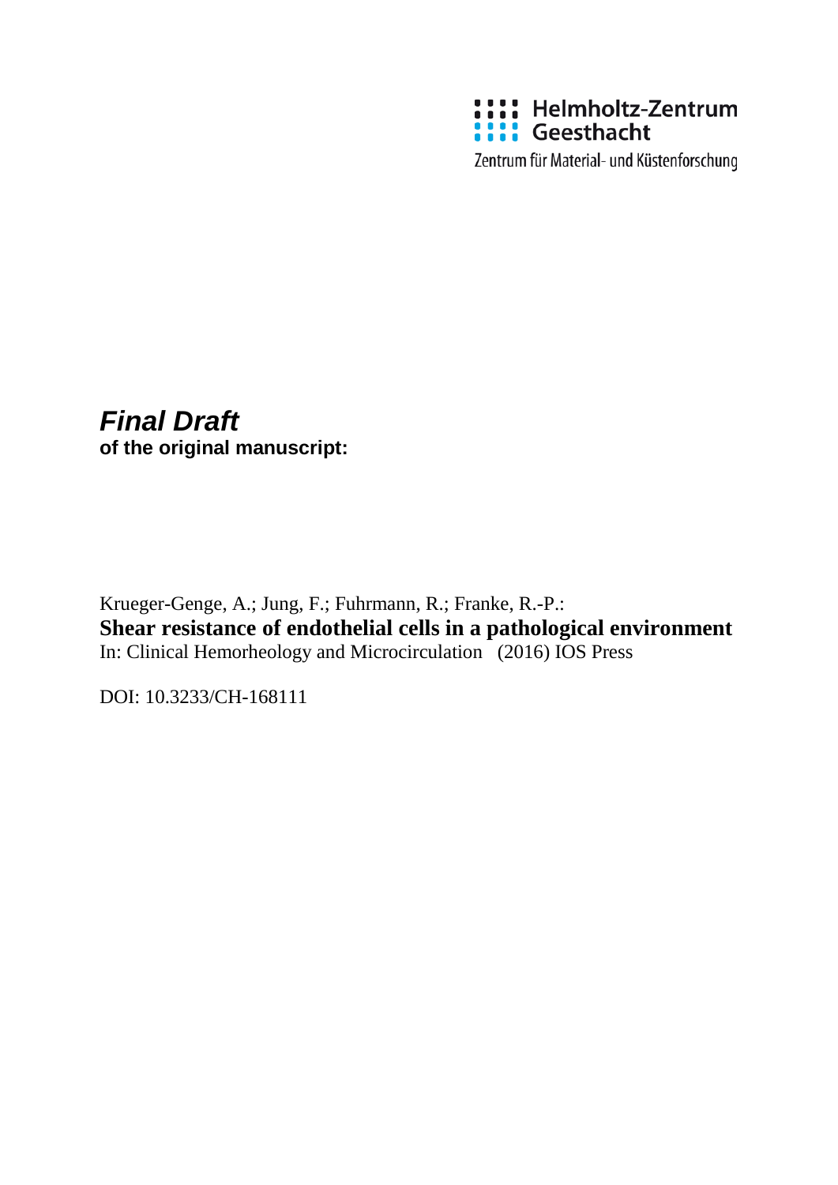Helmholtz-Zentrum Geesthacht

Zentrum für Material- und Küstenforschung

***Final Draft***

**of the original manuscript:**

Krueger-Genge, A.; Jung, F.; Fuhrmann, R.; Franke, R.-P.:

**Shear resistance of endothelial cells in a pathological environment**

In: Clinical Hemorheology and Microcirculation (2016) IOS Press

DOI: 10.3233/CH-168111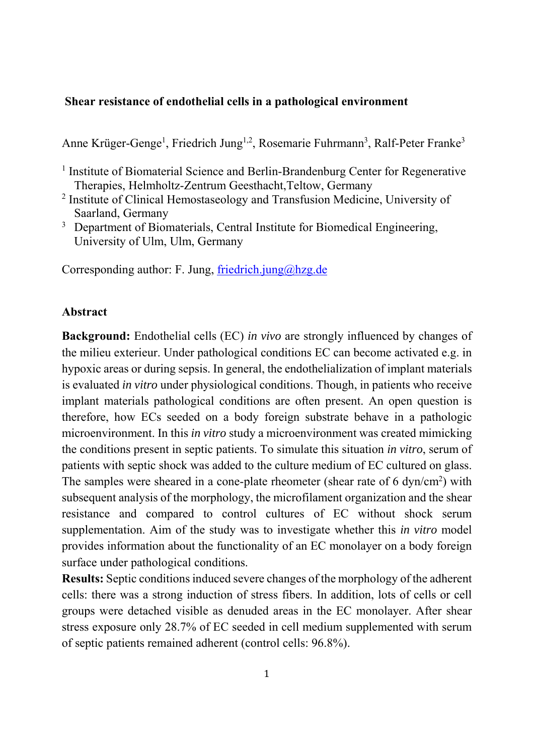**Shear resistance of endothelial cells in a pathological environment**

Anne Krüger-Genge[1], Friedrich Jung[1,2], Rosemarie Fuhrmann[3], Ralf-Peter Franke[3]

[1] Institute of Biomaterial Science and Berlin-Brandenburg Center for Regenerative Therapies, Helmholtz-Zentrum Geesthacht,Teltow, Germany

[2] Institute of Clinical Hemostaseology and Transfusion Medicine, University of Saarland, Germany

[3] Department of Biomaterials, Central Institute for Biomedical Engineering, University of Ulm, Ulm, Germany

Corresponding author: F. Jung, friedrich.jung@hzg.de

## Abstract

**Background:** Endothelial cells (EC) *in vivo* are strongly influenced by changes of the milieu exterieur. Under pathological conditions EC can become activated e.g. in hypoxic areas or during sepsis. In general, the endothelialization of implant materials is evaluated *in vitro* under physiological conditions. Though, in patients who receive implant materials pathological conditions are often present. An open question is therefore, how ECs seeded on a body foreign substrate behave in a pathologic microenvironment. In this *in vitro* study a microenvironment was created mimicking the conditions present in septic patients. To simulate this situation *in vitro*, serum of patients with septic shock was added to the culture medium of EC cultured on glass. The samples were sheared in a cone-plate rheometer (shear rate of 6 dyn/cm$^2$) with subsequent analysis of the morphology, the microfilament organization and the shear resistance and compared to control cultures of EC without shock serum supplementation. Aim of the study was to investigate whether this *in vitro* model provides information about the functionality of an EC monolayer on a body foreign surface under pathological conditions.

**Results:** Septic conditions induced severe changes of the morphology of the adherent cells: there was a strong induction of stress fibers. In addition, lots of cells or cell groups were detached visible as denuded areas in the EC monolayer. After shear stress exposure only 28.7% of EC seeded in cell medium supplemented with serum of septic patients remained adherent (control cells: 96.8%).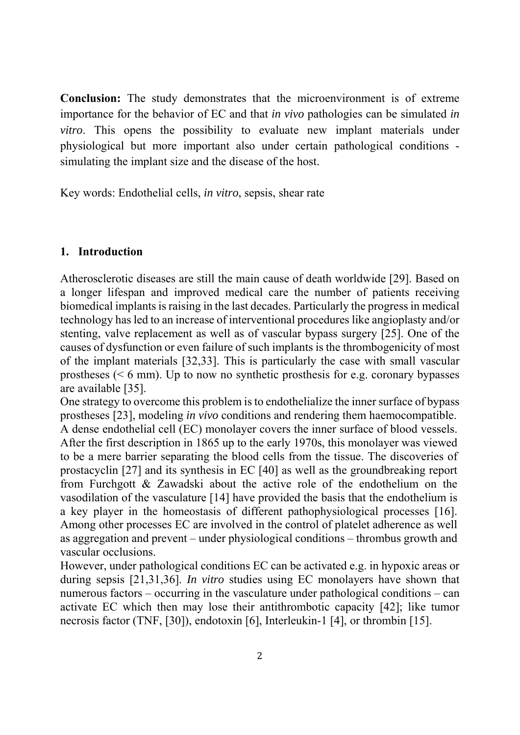**Conclusion:** The study demonstrates that the microenvironment is of extreme importance for the behavior of EC and that *in vivo* pathologies can be simulated *in vitro*. This opens the possibility to evaluate new implant materials under physiological but more important also under certain pathological conditions - simulating the implant size and the disease of the host.

Key words: Endothelial cells, *in vitro*, sepsis, shear rate

## 1. Introduction

Atherosclerotic diseases are still the main cause of death worldwide [29]. Based on a longer lifespan and improved medical care the number of patients receiving biomedical implants is raising in the last decades. Particularly the progress in medical technology has led to an increase of interventional procedures like angioplasty and/or stenting, valve replacement as well as of vascular bypass surgery [25]. One of the causes of dysfunction or even failure of such implants is the thrombogenicity of most of the implant materials [32,33]. This is particularly the case with small vascular prostheses (< 6 mm). Up to now no synthetic prosthesis for e.g. coronary bypasses are available [35].

One strategy to overcome this problem is to endothelialize the inner surface of bypass prostheses [23], modeling *in vivo* conditions and rendering them haemocompatible. A dense endothelial cell (EC) monolayer covers the inner surface of blood vessels. After the first description in 1865 up to the early 1970s, this monolayer was viewed to be a mere barrier separating the blood cells from the tissue. The discoveries of prostacyclin [27] and its synthesis in EC [40] as well as the groundbreaking report from Furchgott & Zawadski about the active role of the endothelium on the vasodilation of the vasculature [14] have provided the basis that the endothelium is a key player in the homeostasis of different pathophysiological processes [16]. Among other processes EC are involved in the control of platelet adherence as well as aggregation and prevent – under physiological conditions – thrombus growth and vascular occlusions.

However, under pathological conditions EC can be activated e.g. in hypoxic areas or during sepsis [21,31,36]. *In vitro* studies using EC monolayers have shown that numerous factors – occurring in the vasculature under pathological conditions – can activate EC which then may lose their antithrombotic capacity [42]; like tumor necrosis factor (TNF, [30]), endotoxin [6], Interleukin-1 [4], or thrombin [15].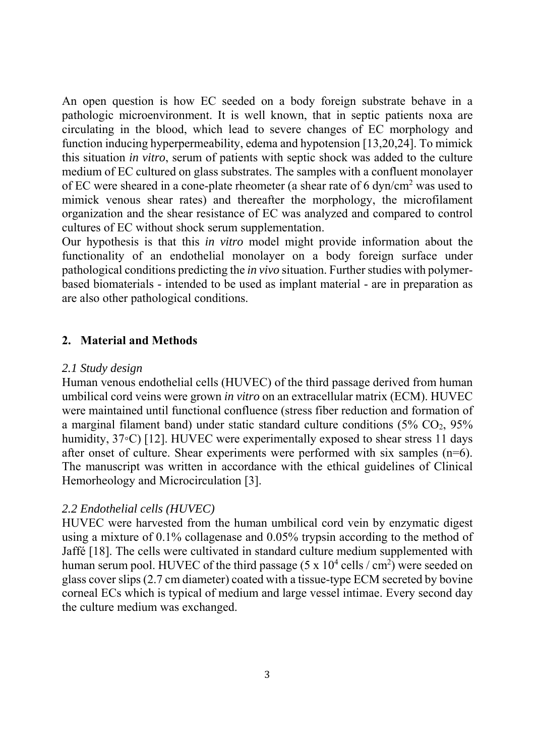An open question is how EC seeded on a body foreign substrate behave in a pathologic microenvironment. It is well known, that in septic patients noxa are circulating in the blood, which lead to severe changes of EC morphology and function inducing hyperpermeability, edema and hypotension [13,20,24]. To mimick this situation *in vitro*, serum of patients with septic shock was added to the culture medium of EC cultured on glass substrates. The samples with a confluent monolayer of EC were sheared in a cone-plate rheometer (a shear rate of 6 dyn/cm$^2$ was used to mimick venous shear rates) and thereafter the morphology, the microfilament organization and the shear resistance of EC was analyzed and compared to control cultures of EC without shock serum supplementation.

Our hypothesis is that this *in vitro* model might provide information about the functionality of an endothelial monolayer on a body foreign surface under pathological conditions predicting the *in vivo* situation. Further studies with polymer-based biomaterials - intended to be used as implant material - are in preparation as are also other pathological conditions.

## 2. Material and Methods

### *2.1 Study design*

Human venous endothelial cells (HUVEC) of the third passage derived from human umbilical cord veins were grown *in vitro* on an extracellular matrix (ECM). HUVEC were maintained until functional confluence (stress fiber reduction and formation of a marginal filament band) under static standard culture conditions (5% $CO_2$, 95% humidity, 37◦C) [12]. HUVEC were experimentally exposed to shear stress 11 days after onset of culture. Shear experiments were performed with six samples (n=6). The manuscript was written in accordance with the ethical guidelines of Clinical Hemorheology and Microcirculation [3].

### *2.2 Endothelial cells (HUVEC)*

HUVEC were harvested from the human umbilical cord vein by enzymatic digest using a mixture of 0.1% collagenase and 0.05% trypsin according to the method of Jaffé [18]. The cells were cultivated in standard culture medium supplemented with human serum pool. HUVEC of the third passage (5 x $10^4$ cells / cm$^2$) were seeded on glass cover slips (2.7 cm diameter) coated with a tissue-type ECM secreted by bovine corneal ECs which is typical of medium and large vessel intimae. Every second day the culture medium was exchanged.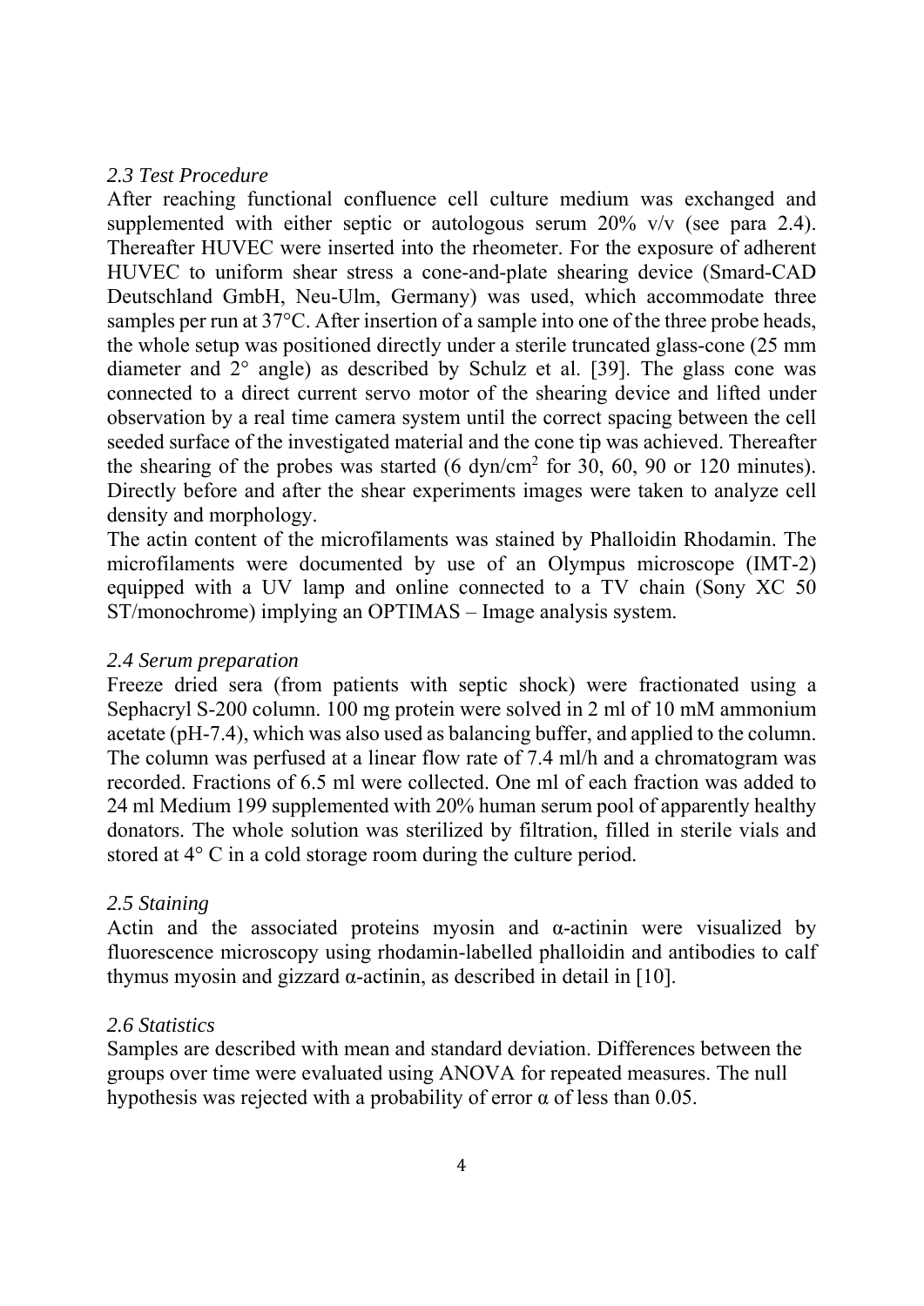*2.3 Test Procedure*

After reaching functional confluence cell culture medium was exchanged and supplemented with either septic or autologous serum 20% v/v (see para 2.4). Thereafter HUVEC were inserted into the rheometer. For the exposure of adherent HUVEC to uniform shear stress a cone-and-plate shearing device (Smard-CAD Deutschland GmbH, Neu-Ulm, Germany) was used, which accommodate three samples per run at 37°C. After insertion of a sample into one of the three probe heads, the whole setup was positioned directly under a sterile truncated glass-cone (25 mm diameter and 2° angle) as described by Schulz et al. [39]. The glass cone was connected to a direct current servo motor of the shearing device and lifted under observation by a real time camera system until the correct spacing between the cell seeded surface of the investigated material and the cone tip was achieved. Thereafter the shearing of the probes was started (6 dyn/cm$^2$ for 30, 60, 90 or 120 minutes). Directly before and after the shear experiments images were taken to analyze cell density and morphology.

The actin content of the microfilaments was stained by Phalloidin Rhodamin. The microfilaments were documented by use of an Olympus microscope (IMT-2) equipped with a UV lamp and online connected to a TV chain (Sony XC 50 ST/monochrome) implying an OPTIMAS – Image analysis system.

*2.4 Serum preparation*

Freeze dried sera (from patients with septic shock) were fractionated using a Sephacryl S-200 column. 100 mg protein were solved in 2 ml of 10 mM ammonium acetate (pH-7.4), which was also used as balancing buffer, and applied to the column. The column was perfused at a linear flow rate of 7.4 ml/h and a chromatogram was recorded. Fractions of 6.5 ml were collected. One ml of each fraction was added to 24 ml Medium 199 supplemented with 20% human serum pool of apparently healthy donators. The whole solution was sterilized by filtration, filled in sterile vials and stored at 4° C in a cold storage room during the culture period.

*2.5 Staining*

Actin and the associated proteins myosin and α-actinin were visualized by fluorescence microscopy using rhodamin-labelled phalloidin and antibodies to calf thymus myosin and gizzard α-actinin, as described in detail in [10].

*2.6 Statistics*

Samples are described with mean and standard deviation. Differences between the groups over time were evaluated using ANOVA for repeated measures. The null hypothesis was rejected with a probability of error $\alpha$ of less than 0.05.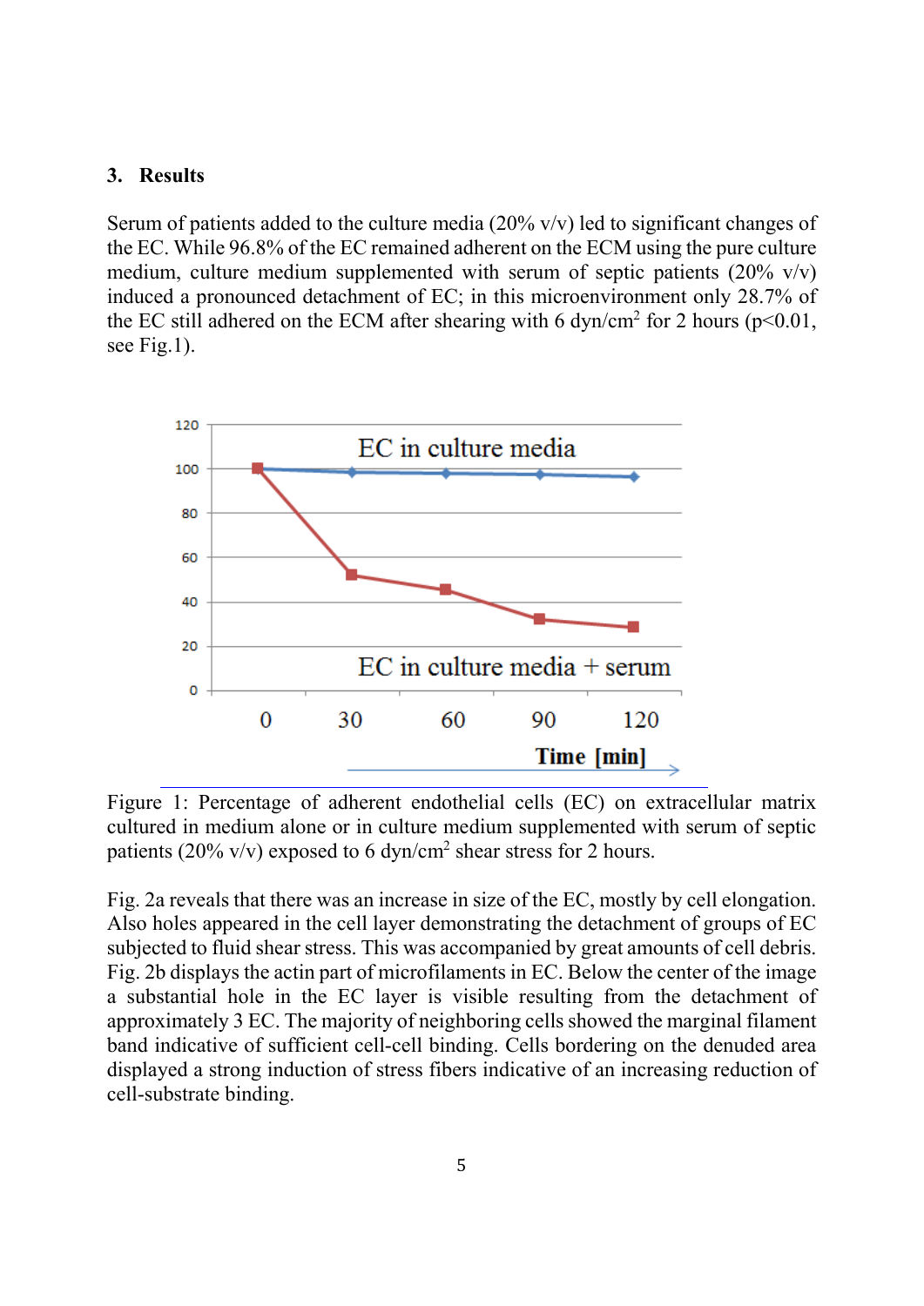## 3. Results

Serum of patients added to the culture media (20% v/v) led to significant changes of the EC. While 96.8% of the EC remained adherent on the ECM using the pure culture medium, culture medium supplemented with serum of septic patients (20% v/v) induced a pronounced detachment of EC; in this microenvironment only 28.7% of the EC still adhered on the ECM after shearing with 6 dyn/cm$^2$ for 2 hours ($p<0.01$, see Fig.1).

Figure 1: Percentage of adherent endothelial cells (EC) on extracellular matrix cultured in medium alone or in culture medium supplemented with serum of septic patients (20% v/v) exposed to 6 dyn/cm$^2$ shear stress for 2 hours.

Fig. 2a reveals that there was an increase in size of the EC, mostly by cell elongation. Also holes appeared in the cell layer demonstrating the detachment of groups of EC subjected to fluid shear stress. This was accompanied by great amounts of cell debris. Fig. 2b displays the actin part of microfilaments in EC. Below the center of the image a substantial hole in the EC layer is visible resulting from the detachment of approximately 3 EC. The majority of neighboring cells showed the marginal filament band indicative of sufficient cell-cell binding. Cells bordering on the denuded area displayed a strong induction of stress fibers indicative of an increasing reduction of cell-substrate binding.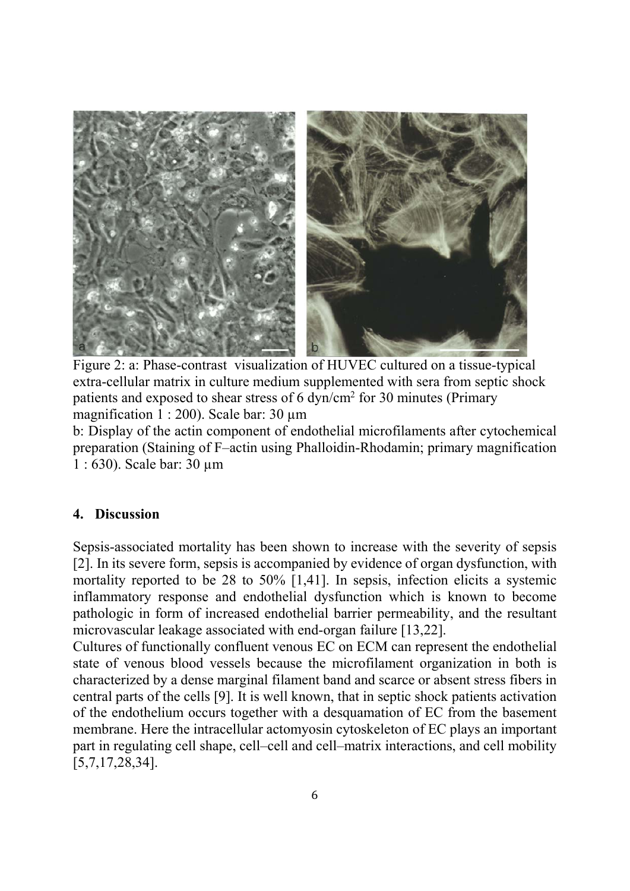Figure 2: a: Phase-contrast visualization of HUVEC cultured on a tissue-typical extra-cellular matrix in culture medium supplemented with sera from septic shock patients and exposed to shear stress of 6 dyn/cm$^2$ for 30 minutes (Primary magnification 1 : 200). Scale bar: 30 µm

b: Display of the actin component of endothelial microfilaments after cytochemical preparation (Staining of F–actin using Phalloidin-Rhodamin; primary magnification 1 : 630). Scale bar: 30 µm

## 4. Discussion

Sepsis-associated mortality has been shown to increase with the severity of sepsis [2]. In its severe form, sepsis is accompanied by evidence of organ dysfunction, with mortality reported to be 28 to 50% [1,41]. In sepsis, infection elicits a systemic inflammatory response and endothelial dysfunction which is known to become pathologic in form of increased endothelial barrier permeability, and the resultant microvascular leakage associated with end-organ failure [13,22].

Cultures of functionally confluent venous EC on ECM can represent the endothelial state of venous blood vessels because the microfilament organization in both is characterized by a dense marginal filament band and scarce or absent stress fibers in central parts of the cells [9]. It is well known, that in septic shock patients activation of the endothelium occurs together with a desquamation of EC from the basement membrane. Here the intracellular actomyosin cytoskeleton of EC plays an important part in regulating cell shape, cell–cell and cell–matrix interactions, and cell mobility [5,7,17,28,34].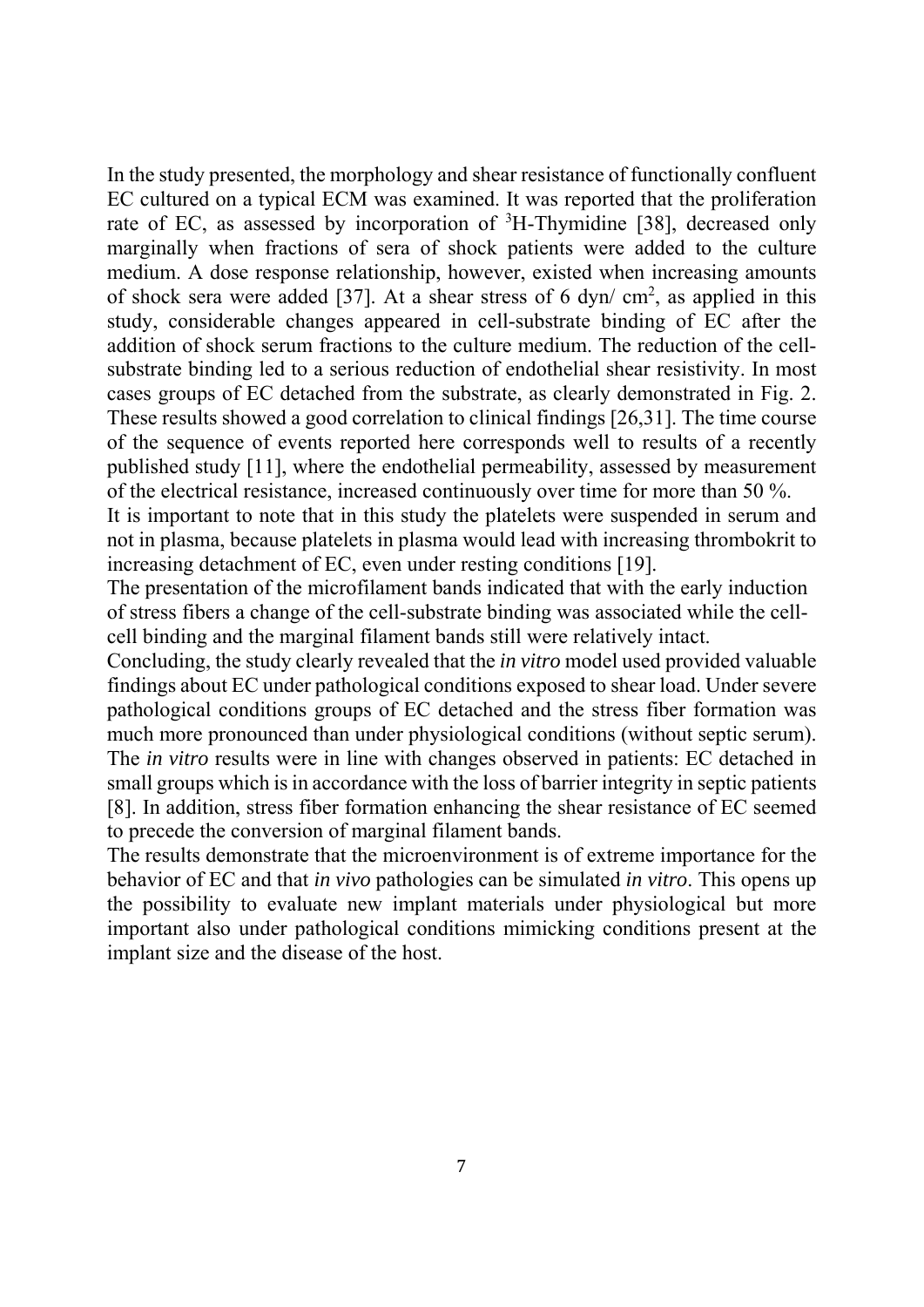In the study presented, the morphology and shear resistance of functionally confluent EC cultured on a typical ECM was examined. It was reported that the proliferation rate of EC, as assessed by incorporation of $^{3}$H-Thymidine [38], decreased only marginally when fractions of sera of shock patients were added to the culture medium. A dose response relationship, however, existed when increasing amounts of shock sera were added [37]. At a shear stress of 6 dyn/ cm$^{2}$, as applied in this study, considerable changes appeared in cell-substrate binding of EC after the addition of shock serum fractions to the culture medium. The reduction of the cell-substrate binding led to a serious reduction of endothelial shear resistivity. In most cases groups of EC detached from the substrate, as clearly demonstrated in Fig. 2. These results showed a good correlation to clinical findings [26,31]. The time course of the sequence of events reported here corresponds well to results of a recently published study [11], where the endothelial permeability, assessed by measurement of the electrical resistance, increased continuously over time for more than 50 %.

It is important to note that in this study the platelets were suspended in serum and not in plasma, because platelets in plasma would lead with increasing thrombokrit to increasing detachment of EC, even under resting conditions [19].

The presentation of the microfilament bands indicated that with the early induction of stress fibers a change of the cell-substrate binding was associated while the cell-cell binding and the marginal filament bands still were relatively intact.

Concluding, the study clearly revealed that the *in vitro* model used provided valuable findings about EC under pathological conditions exposed to shear load. Under severe pathological conditions groups of EC detached and the stress fiber formation was much more pronounced than under physiological conditions (without septic serum). The *in vitro* results were in line with changes observed in patients: EC detached in small groups which is in accordance with the loss of barrier integrity in septic patients [8]. In addition, stress fiber formation enhancing the shear resistance of EC seemed to precede the conversion of marginal filament bands.

The results demonstrate that the microenvironment is of extreme importance for the behavior of EC and that *in vivo* pathologies can be simulated *in vitro*. This opens up the possibility to evaluate new implant materials under physiological but more important also under pathological conditions mimicking conditions present at the implant size and the disease of the host.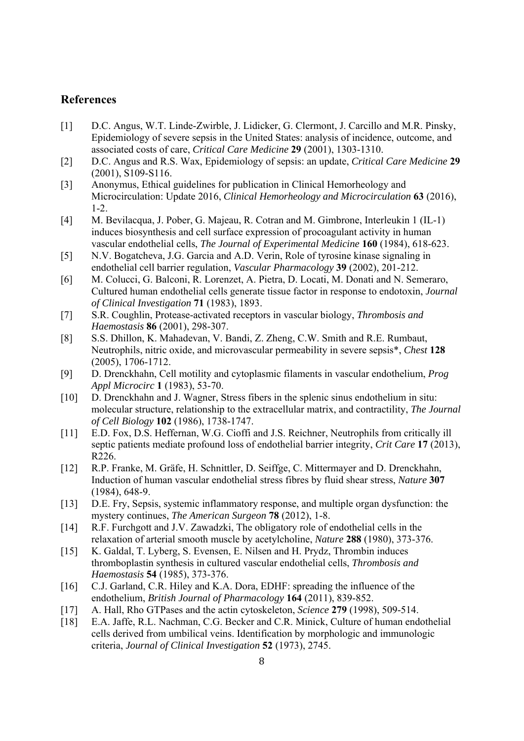## References

[1] D.C. Angus, W.T. Linde-Zwirble, J. Lidicker, G. Clermont, J. Carcillo and M.R. Pinsky, Epidemiology of severe sepsis in the United States: analysis of incidence, outcome, and associated costs of care, *Critical Care Medicine* **29** (2001), 1303-1310.

[2] D.C. Angus and R.S. Wax, Epidemiology of sepsis: an update, *Critical Care Medicine* **29** (2001), S109-S116.

[3] Anonymus, Ethical guidelines for publication in Clinical Hemorheology and Microcirculation: Update 2016, *Clinical Hemorheology and Microcirculation* **63** (2016), 1-2.

[4] M. Bevilacqua, J. Pober, G. Majeau, R. Cotran and M. Gimbrone, Interleukin 1 (IL-1) induces biosynthesis and cell surface expression of procoagulant activity in human vascular endothelial cells, *The Journal of Experimental Medicine* **160** (1984), 618-623.

[5] N.V. Bogatcheva, J.G. Garcia and A.D. Verin, Role of tyrosine kinase signaling in endothelial cell barrier regulation, *Vascular Pharmacology* **39** (2002), 201-212.

[6] M. Colucci, G. Balconi, R. Lorenzet, A. Pietra, D. Locati, M. Donati and N. Semeraro, Cultured human endothelial cells generate tissue factor in response to endotoxin, *Journal of Clinical Investigation* **71** (1983), 1893.

[7] S.R. Coughlin, Protease-activated receptors in vascular biology, *Thrombosis and Haemostasis* **86** (2001), 298-307.

[8] S.S. Dhillon, K. Mahadevan, V. Bandi, Z. Zheng, C.W. Smith and R.E. Rumbaut, Neutrophils, nitric oxide, and microvascular permeability in severe sepsis*, *Chest* **128** (2005), 1706-1712.

[9] D. Drenckhahn, Cell motility and cytoplasmic filaments in vascular endothelium, *Prog Appl Microcirc* **1** (1983), 53-70.

[10] D. Drenckhahn and J. Wagner, Stress fibers in the splenic sinus endothelium in situ: molecular structure, relationship to the extracellular matrix, and contractility, *The Journal of Cell Biology* **102** (1986), 1738-1747.

[11] E.D. Fox, D.S. Heffernan, W.G. Cioffi and J.S. Reichner, Neutrophils from critically ill septic patients mediate profound loss of endothelial barrier integrity, *Crit Care* **17** (2013), R226.

[12] R.P. Franke, M. Gräfe, H. Schnittler, D. Seiffge, C. Mittermayer and D. Drenckhahn, Induction of human vascular endothelial stress fibres by fluid shear stress, *Nature* **307** (1984), 648-9.

[13] D.E. Fry, Sepsis, systemic inflammatory response, and multiple organ dysfunction: the mystery continues, *The American Surgeon* **78** (2012), 1-8.

[14] R.F. Furchgott and J.V. Zawadzki, The obligatory role of endothelial cells in the relaxation of arterial smooth muscle by acetylcholine, *Nature* **288** (1980), 373-376.

[15] K. Galdal, T. Lyberg, S. Evensen, E. Nilsen and H. Prydz, Thrombin induces thromboplastin synthesis in cultured vascular endothelial cells, *Thrombosis and Haemostasis* **54** (1985), 373-376.

[16] C.J. Garland, C.R. Hiley and K.A. Dora, EDHF: spreading the influence of the endothelium, *British Journal of Pharmacology* **164** (2011), 839-852.

[17] A. Hall, Rho GTPases and the actin cytoskeleton, *Science* **279** (1998), 509-514.

[18] E.A. Jaffe, R.L. Nachman, C.G. Becker and C.R. Minick, Culture of human endothelial cells derived from umbilical veins. Identification by morphologic and immunologic criteria, *Journal of Clinical Investigation* **52** (1973), 2745.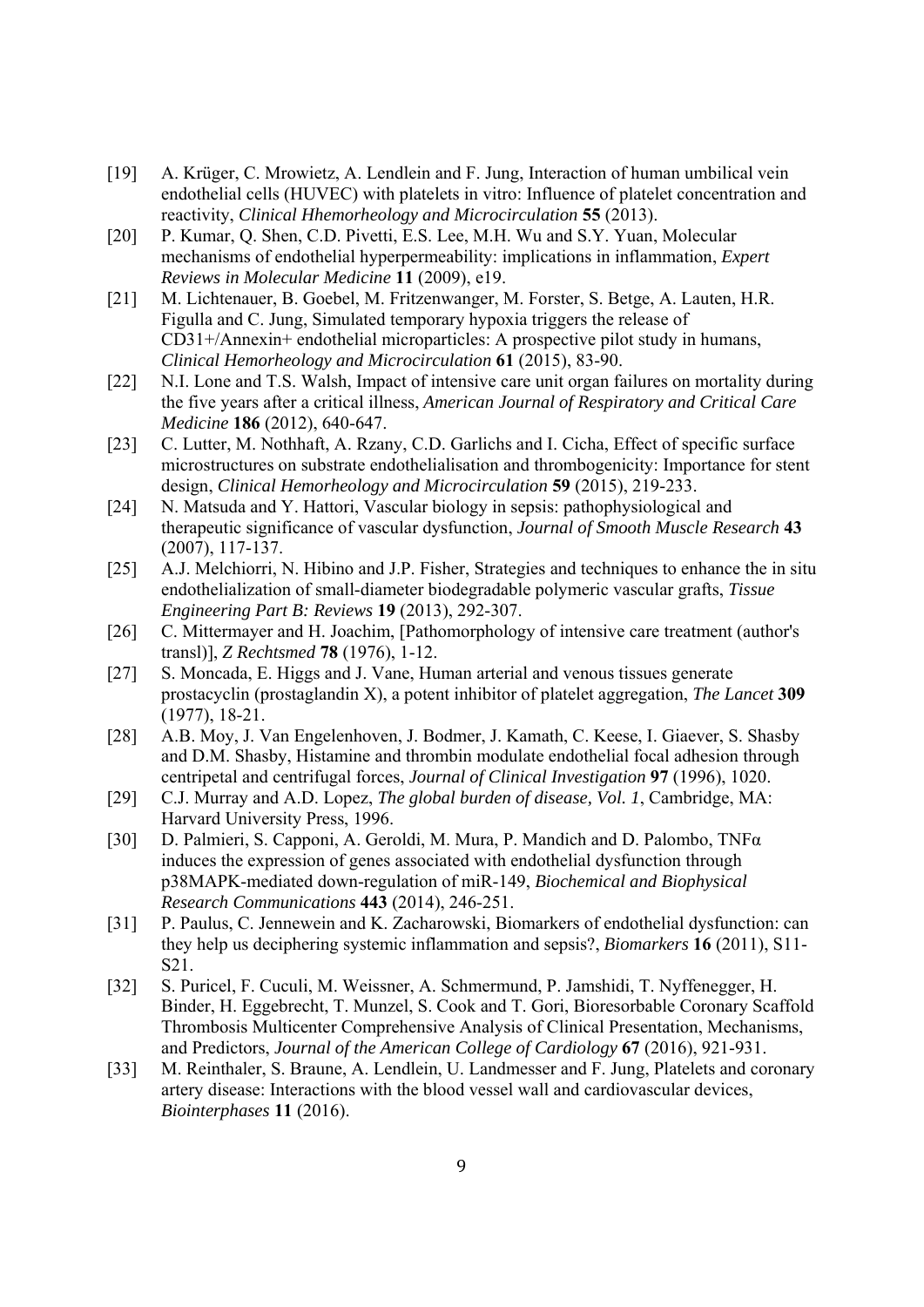[19] A. Krüger, C. Mrowietz, A. Lendlein and F. Jung, Interaction of human umbilical vein endothelial cells (HUVEC) with platelets in vitro: Influence of platelet concentration and reactivity, *Clinical Hhemorheology and Microcirculation* **55** (2013).

[20] P. Kumar, Q. Shen, C.D. Pivetti, E.S. Lee, M.H. Wu and S.Y. Yuan, Molecular mechanisms of endothelial hyperpermeability: implications in inflammation, *Expert Reviews in Molecular Medicine* **11** (2009), e19.

[21] M. Lichtenauer, B. Goebel, M. Fritzenwanger, M. Forster, S. Betge, A. Lauten, H.R. Figulla and C. Jung, Simulated temporary hypoxia triggers the release of CD31+/Annexin+ endothelial microparticles: A prospective pilot study in humans, *Clinical Hemorheology and Microcirculation* **61** (2015), 83-90.

[22] N.I. Lone and T.S. Walsh, Impact of intensive care unit organ failures on mortality during the five years after a critical illness, *American Journal of Respiratory and Critical Care Medicine* **186** (2012), 640-647.

[23] C. Lutter, M. Nothhaft, A. Rzany, C.D. Garlichs and I. Cicha, Effect of specific surface microstructures on substrate endothelialisation and thrombogenicity: Importance for stent design, *Clinical Hemorheology and Microcirculation* **59** (2015), 219-233.

[24] N. Matsuda and Y. Hattori, Vascular biology in sepsis: pathophysiological and therapeutic significance of vascular dysfunction, *Journal of Smooth Muscle Research* **43** (2007), 117-137.

[25] A.J. Melchiorri, N. Hibino and J.P. Fisher, Strategies and techniques to enhance the in situ endothelialization of small-diameter biodegradable polymeric vascular grafts, *Tissue Engineering Part B: Reviews* **19** (2013), 292-307.

[26] C. Mittermayer and H. Joachim, [Pathomorphology of intensive care treatment (author's transl)], *Z Rechtsmed* **78** (1976), 1-12.

[27] S. Moncada, E. Higgs and J. Vane, Human arterial and venous tissues generate prostacyclin (prostaglandin X), a potent inhibitor of platelet aggregation, *The Lancet* **309** (1977), 18-21.

[28] A.B. Moy, J. Van Engelenhoven, J. Bodmer, J. Kamath, C. Keese, I. Giaever, S. Shasby and D.M. Shasby, Histamine and thrombin modulate endothelial focal adhesion through centripetal and centrifugal forces, *Journal of Clinical Investigation* **97** (1996), 1020.

[29] C.J. Murray and A.D. Lopez, *The global burden of disease, Vol. 1*, Cambridge, MA: Harvard University Press, 1996.

[30] D. Palmieri, S. Capponi, A. Geroldi, M. Mura, P. Mandich and D. Palombo, TNFα induces the expression of genes associated with endothelial dysfunction through p38MAPK-mediated down-regulation of miR-149, *Biochemical and Biophysical Research Communications* **443** (2014), 246-251.

[31] P. Paulus, C. Jennewein and K. Zacharowski, Biomarkers of endothelial dysfunction: can they help us deciphering systemic inflammation and sepsis?, *Biomarkers* **16** (2011), S11-S21.

[32] S. Puricel, F. Cuculi, M. Weissner, A. Schmermund, P. Jamshidi, T. Nyffenegger, H. Binder, H. Eggebrecht, T. Munzel, S. Cook and T. Gori, Bioresorbable Coronary Scaffold Thrombosis Multicenter Comprehensive Analysis of Clinical Presentation, Mechanisms, and Predictors, *Journal of the American College of Cardiology* **67** (2016), 921-931.

[33] M. Reinthaler, S. Braune, A. Lendlein, U. Landmesser and F. Jung, Platelets and coronary artery disease: Interactions with the blood vessel wall and cardiovascular devices, *Biointerphases* **11** (2016).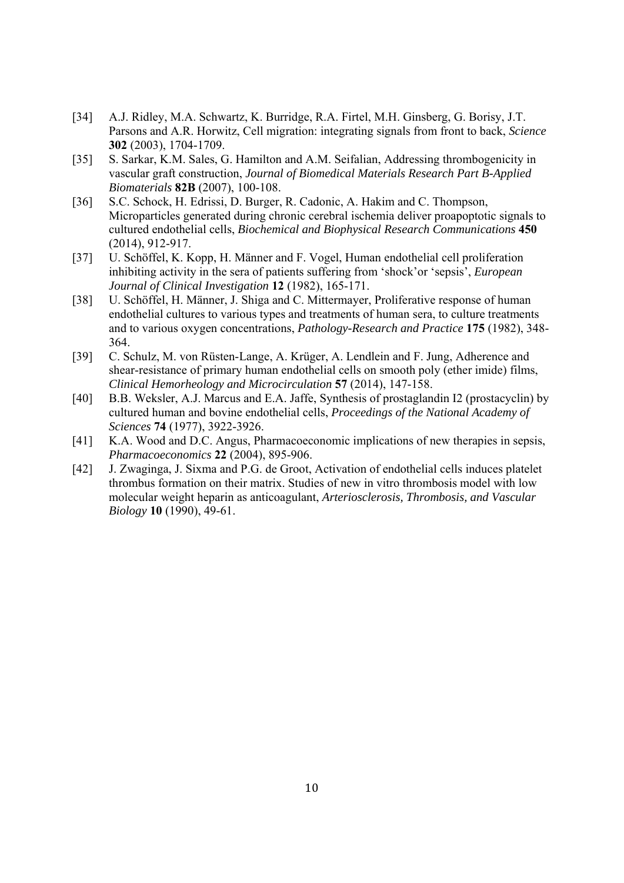[34] A.J. Ridley, M.A. Schwartz, K. Burridge, R.A. Firtel, M.H. Ginsberg, G. Borisy, J.T. Parsons and A.R. Horwitz, Cell migration: integrating signals from front to back, *Science* **302** (2003), 1704-1709.

[35] S. Sarkar, K.M. Sales, G. Hamilton and A.M. Seifalian, Addressing thrombogenicity in vascular graft construction, *Journal of Biomedical Materials Research Part B-Applied Biomaterials* **82B** (2007), 100-108.

[36] S.C. Schock, H. Edrissi, D. Burger, R. Cadonic, A. Hakim and C. Thompson, Microparticles generated during chronic cerebral ischemia deliver proapoptotic signals to cultured endothelial cells, *Biochemical and Biophysical Research Communications* **450** (2014), 912-917.

[37] U. Schöffel, K. Kopp, H. Männer and F. Vogel, Human endothelial cell proliferation inhibiting activity in the sera of patients suffering from 'shock'or 'sepsis', *European Journal of Clinical Investigation* **12** (1982), 165-171.

[38] U. Schöffel, H. Männer, J. Shiga and C. Mittermayer, Proliferative response of human endothelial cultures to various types and treatments of human sera, to culture treatments and to various oxygen concentrations, *Pathology-Research and Practice* **175** (1982), 348-364.

[39] C. Schulz, M. von Rüsten-Lange, A. Krüger, A. Lendlein and F. Jung, Adherence and shear-resistance of primary human endothelial cells on smooth poly (ether imide) films, *Clinical Hemorheology and Microcirculation* **57** (2014), 147-158.

[40] B.B. Weksler, A.J. Marcus and E.A. Jaffe, Synthesis of prostaglandin I2 (prostacyclin) by cultured human and bovine endothelial cells, *Proceedings of the National Academy of Sciences* **74** (1977), 3922-3926.

[41] K.A. Wood and D.C. Angus, Pharmacoeconomic implications of new therapies in sepsis, *Pharmacoeconomics* **22** (2004), 895-906.

[42] J. Zwaginga, J. Sixma and P.G. de Groot, Activation of endothelial cells induces platelet thrombus formation on their matrix. Studies of new in vitro thrombosis model with low molecular weight heparin as anticoagulant, *Arteriosclerosis, Thrombosis, and Vascular Biology* **10** (1990), 49-61.